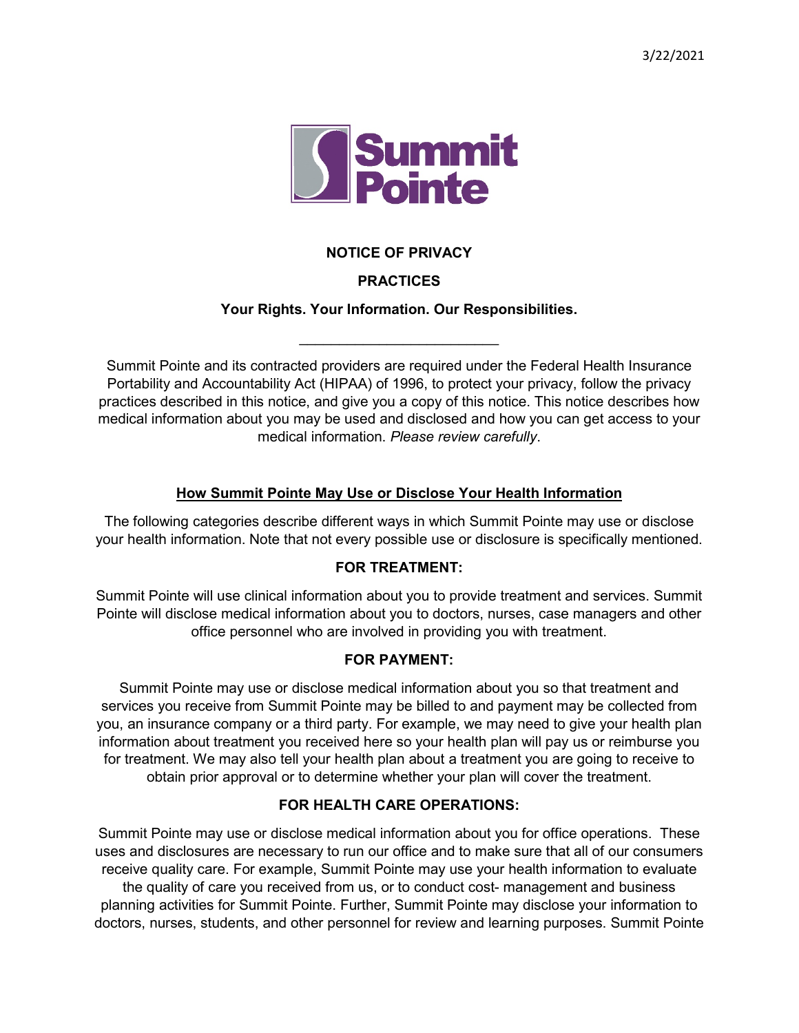3/22/2021

Summit Pointe

# NOTICE OF PRIVACY PRACTICES

**Your Rights. Your Information. Our Responsibilities.**

---

Summit Pointe and its contracted providers are required under the Federal Health Insurance Portability and Accountability Act (HIPAA) of 1996, to protect your privacy, follow the privacy practices described in this notice, and give you a copy of this notice. This notice describes how medical information about you may be used and disclosed and how you can get access to your medical information. *Please review carefully*.

## How Summit Pointe May Use or Disclose Your Health Information

The following categories describe different ways in which Summit Pointe may use or disclose your health information. Note that not every possible use or disclosure is specifically mentioned.

### FOR TREATMENT:

Summit Pointe will use clinical information about you to provide treatment and services. Summit Pointe will disclose medical information about you to doctors, nurses, case managers and other office personnel who are involved in providing you with treatment.

### FOR PAYMENT:

Summit Pointe may use or disclose medical information about you so that treatment and services you receive from Summit Pointe may be billed to and payment may be collected from you, an insurance company or a third party. For example, we may need to give your health plan information about treatment you received here so your health plan will pay us or reimburse you for treatment. We may also tell your health plan about a treatment you are going to receive to obtain prior approval or to determine whether your plan will cover the treatment.

### FOR HEALTH CARE OPERATIONS:

Summit Pointe may use or disclose medical information about you for office operations. These uses and disclosures are necessary to run our office and to make sure that all of our consumers receive quality care. For example, Summit Pointe may use your health information to evaluate the quality of care you received from us, or to conduct cost- management and business planning activities for Summit Pointe. Further, Summit Pointe may disclose your information to doctors, nurses, students, and other personnel for review and learning purposes. Summit Pointe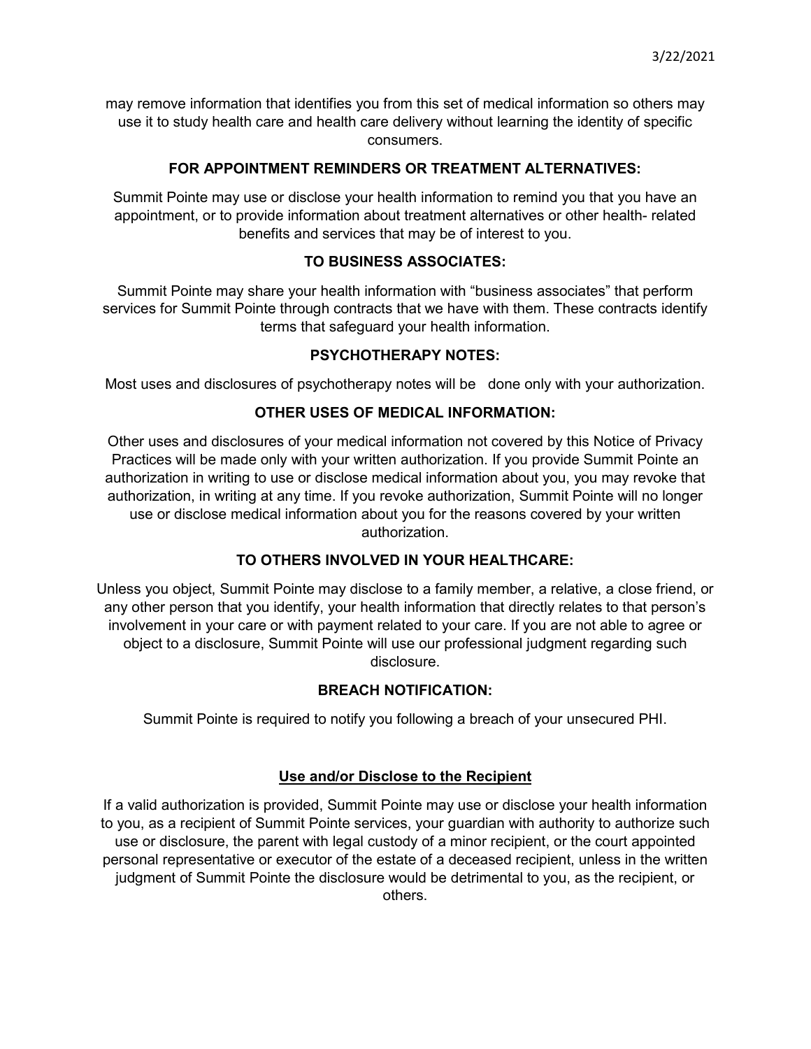may remove information that identifies you from this set of medical information so others may use it to study health care and health care delivery without learning the identity of specific consumers.

**FOR APPOINTMENT REMINDERS OR TREATMENT ALTERNATIVES:**

Summit Pointe may use or disclose your health information to remind you that you have an appointment, or to provide information about treatment alternatives or other health- related benefits and services that may be of interest to you.

**TO BUSINESS ASSOCIATES:**

Summit Pointe may share your health information with "business associates" that perform services for Summit Pointe through contracts that we have with them. These contracts identify terms that safeguard your health information.

**PSYCHOTHERAPY NOTES:**

Most uses and disclosures of psychotherapy notes will be done only with your authorization.

**OTHER USES OF MEDICAL INFORMATION:**

Other uses and disclosures of your medical information not covered by this Notice of Privacy Practices will be made only with your written authorization. If you provide Summit Pointe an authorization in writing to use or disclose medical information about you, you may revoke that authorization, in writing at any time. If you revoke authorization, Summit Pointe will no longer use or disclose medical information about you for the reasons covered by your written authorization.

**TO OTHERS INVOLVED IN YOUR HEALTHCARE:**

Unless you object, Summit Pointe may disclose to a family member, a relative, a close friend, or any other person that you identify, your health information that directly relates to that person's involvement in your care or with payment related to your care. If you are not able to agree or object to a disclosure, Summit Pointe will use our professional judgment regarding such disclosure.

**BREACH NOTIFICATION:**

Summit Pointe is required to notify you following a breach of your unsecured PHI.

## Use and/or Disclose to the Recipient

If a valid authorization is provided, Summit Pointe may use or disclose your health information to you, as a recipient of Summit Pointe services, your guardian with authority to authorize such use or disclosure, the parent with legal custody of a minor recipient, or the court appointed personal representative or executor of the estate of a deceased recipient, unless in the written judgment of Summit Pointe the disclosure would be detrimental to you, as the recipient, or others.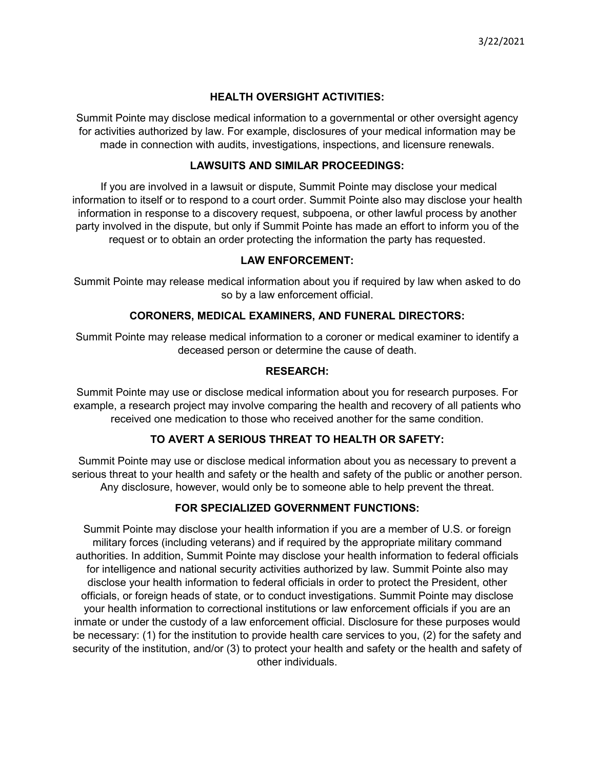3/22/2021

## HEALTH OVERSIGHT ACTIVITIES:

Summit Pointe may disclose medical information to a governmental or other oversight agency for activities authorized by law. For example, disclosures of your medical information may be made in connection with audits, investigations, inspections, and licensure renewals.

## LAWSUITS AND SIMILAR PROCEEDINGS:

If you are involved in a lawsuit or dispute, Summit Pointe may disclose your medical information to itself or to respond to a court order. Summit Pointe also may disclose your health information in response to a discovery request, subpoena, or other lawful process by another party involved in the dispute, but only if Summit Pointe has made an effort to inform you of the request or to obtain an order protecting the information the party has requested.

## LAW ENFORCEMENT:

Summit Pointe may release medical information about you if required by law when asked to do so by a law enforcement official.

## CORONERS, MEDICAL EXAMINERS, AND FUNERAL DIRECTORS:

Summit Pointe may release medical information to a coroner or medical examiner to identify a deceased person or determine the cause of death.

## RESEARCH:

Summit Pointe may use or disclose medical information about you for research purposes. For example, a research project may involve comparing the health and recovery of all patients who received one medication to those who received another for the same condition.

## TO AVERT A SERIOUS THREAT TO HEALTH OR SAFETY:

Summit Pointe may use or disclose medical information about you as necessary to prevent a serious threat to your health and safety or the health and safety of the public or another person. Any disclosure, however, would only be to someone able to help prevent the threat.

## FOR SPECIALIZED GOVERNMENT FUNCTIONS:

Summit Pointe may disclose your health information if you are a member of U.S. or foreign military forces (including veterans) and if required by the appropriate military command authorities. In addition, Summit Pointe may disclose your health information to federal officials for intelligence and national security activities authorized by law. Summit Pointe also may disclose your health information to federal officials in order to protect the President, other officials, or foreign heads of state, or to conduct investigations. Summit Pointe may disclose your health information to correctional institutions or law enforcement officials if you are an inmate or under the custody of a law enforcement official. Disclosure for these purposes would be necessary: (1) for the institution to provide health care services to you, (2) for the safety and security of the institution, and/or (3) to protect your health and safety or the health and safety of other individuals.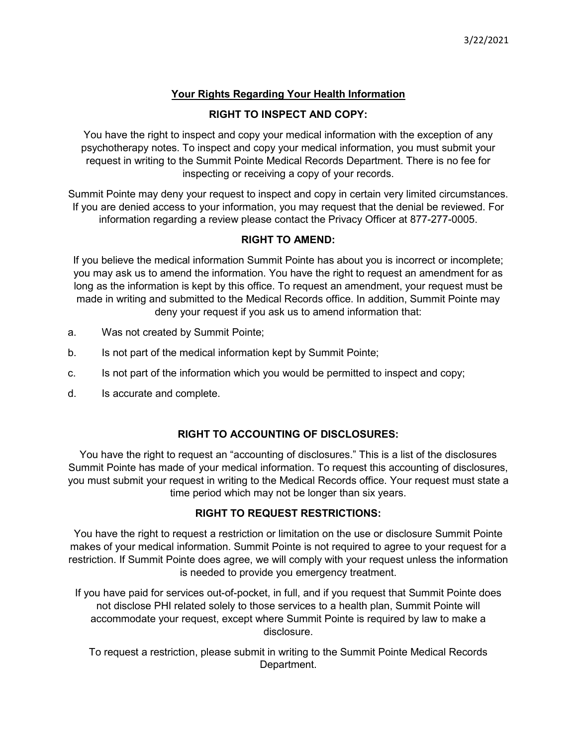3/22/2021

## Your Rights Regarding Your Health Information

### RIGHT TO INSPECT AND COPY:

You have the right to inspect and copy your medical information with the exception of any psychotherapy notes. To inspect and copy your medical information, you must submit your request in writing to the Summit Pointe Medical Records Department. There is no fee for inspecting or receiving a copy of your records.

Summit Pointe may deny your request to inspect and copy in certain very limited circumstances. If you are denied access to your information, you may request that the denial be reviewed. For information regarding a review please contact the Privacy Officer at 877-277-0005.

### RIGHT TO AMEND:

If you believe the medical information Summit Pointe has about you is incorrect or incomplete; you may ask us to amend the information. You have the right to request an amendment for as long as the information is kept by this office. To request an amendment, your request must be made in writing and submitted to the Medical Records office. In addition, Summit Pointe may deny your request if you ask us to amend information that:

a. Was not created by Summit Pointe;

b. Is not part of the medical information kept by Summit Pointe;

c. Is not part of the information which you would be permitted to inspect and copy;

d. Is accurate and complete.

### RIGHT TO ACCOUNTING OF DISCLOSURES:

You have the right to request an "accounting of disclosures." This is a list of the disclosures Summit Pointe has made of your medical information. To request this accounting of disclosures, you must submit your request in writing to the Medical Records office. Your request must state a time period which may not be longer than six years.

### RIGHT TO REQUEST RESTRICTIONS:

You have the right to request a restriction or limitation on the use or disclosure Summit Pointe makes of your medical information. Summit Pointe is not required to agree to your request for a restriction. If Summit Pointe does agree, we will comply with your request unless the information is needed to provide you emergency treatment.

If you have paid for services out-of-pocket, in full, and if you request that Summit Pointe does not disclose PHI related solely to those services to a health plan, Summit Pointe will accommodate your request, except where Summit Pointe is required by law to make a disclosure.

To request a restriction, please submit in writing to the Summit Pointe Medical Records Department.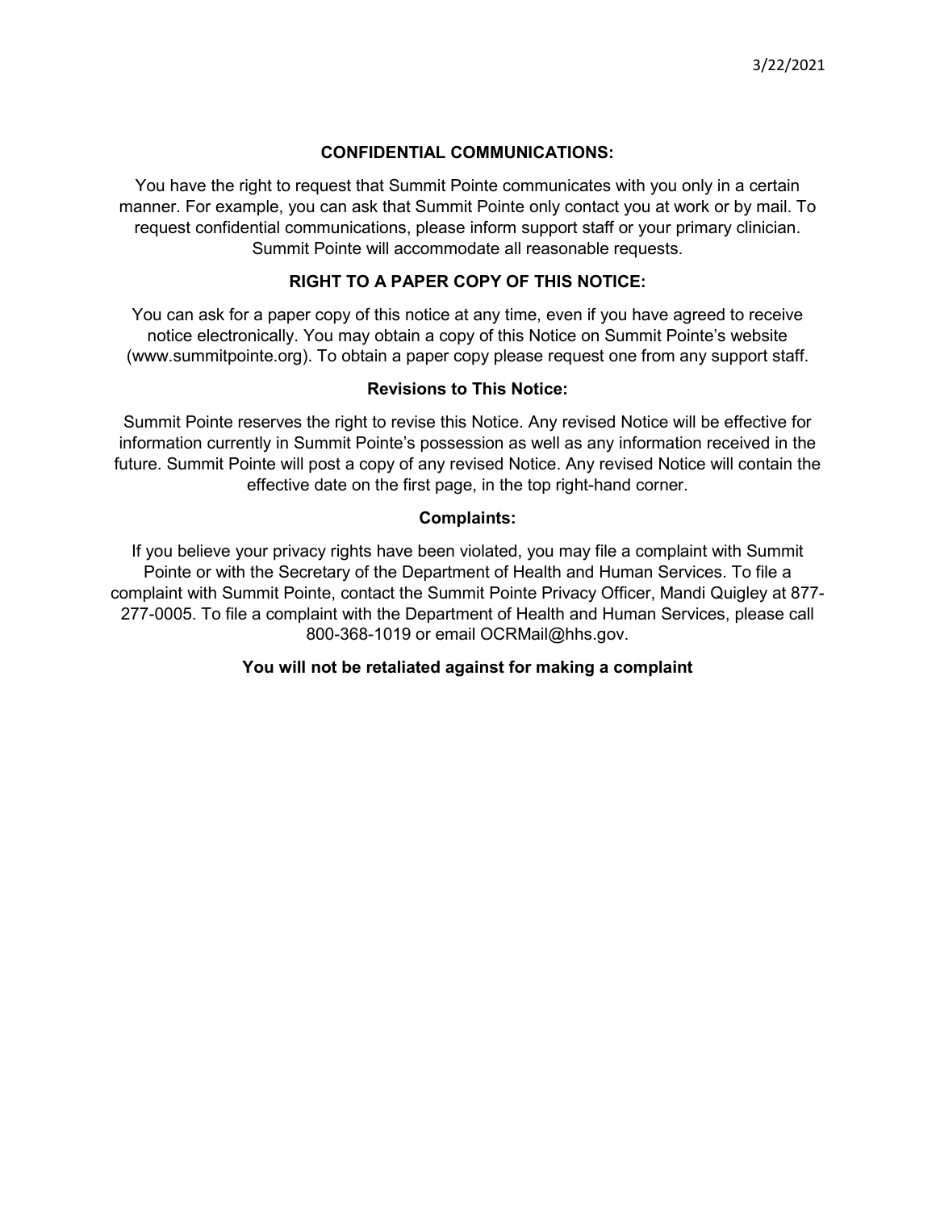3/22/2021

### CONFIDENTIAL COMMUNICATIONS:

You have the right to request that Summit Pointe communicates with you only in a certain manner. For example, you can ask that Summit Pointe only contact you at work or by mail. To request confidential communications, please inform support staff or your primary clinician. Summit Pointe will accommodate all reasonable requests.

### RIGHT TO A PAPER COPY OF THIS NOTICE:

You can ask for a paper copy of this notice at any time, even if you have agreed to receive notice electronically. You may obtain a copy of this Notice on Summit Pointe's website (www.summitpointe.org). To obtain a paper copy please request one from any support staff.

### Revisions to This Notice:

Summit Pointe reserves the right to revise this Notice. Any revised Notice will be effective for information currently in Summit Pointe's possession as well as any information received in the future. Summit Pointe will post a copy of any revised Notice. Any revised Notice will contain the effective date on the first page, in the top right-hand corner.

### Complaints:

If you believe your privacy rights have been violated, you may file a complaint with Summit Pointe or with the Secretary of the Department of Health and Human Services. To file a complaint with Summit Pointe, contact the Summit Pointe Privacy Officer, Mandi Quigley at 877-277-0005. To file a complaint with the Department of Health and Human Services, please call 800-368-1019 or email OCRMail@hhs.gov.

**You will not be retaliated against for making a complaint**